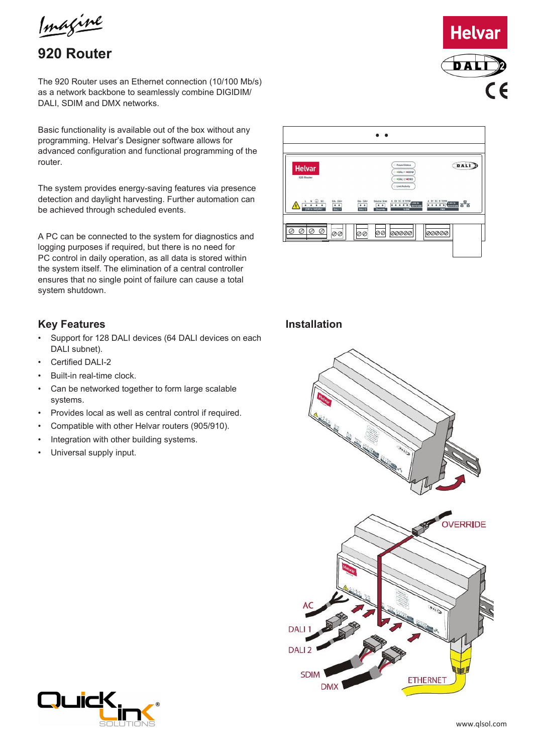# 920 Router

The 920 Router uses an Ethernet connection (10/100 Mb/s) as a network backbone to seamlessly combine DIGIDIM/DALI, SDIM and DMX networks.

Basic functionality is available out of the box without any programming. Helvar's Designer software allows for advanced configuration and functional programming of the router.

The system provides energy-saving features via presence detection and daylight harvesting. Further automation can be achieved through scheduled events.

A PC can be connected to the system for diagnostics and logging purposes if required, but there is no need for PC control in daily operation, as all data is stored within the system itself. The elimination of a central controller ensures that no single point of failure can cause a total system shutdown.

## Key Features

- Support for 128 DALI devices (64 DALI devices on each DALI subnet).
- Certified DALI-2
- Built-in real-time clock.
- Can be networked together to form large scalable systems.
- Provides local as well as central control if required.
- Compatible with other Helvar routers (905/910).
- Integration with other building systems.
- Universal supply input.

## Installation

OVERRIDE

AC

DALI 1

DALI 2

SDIM

DMX

ETHERNET

www.qlsol.com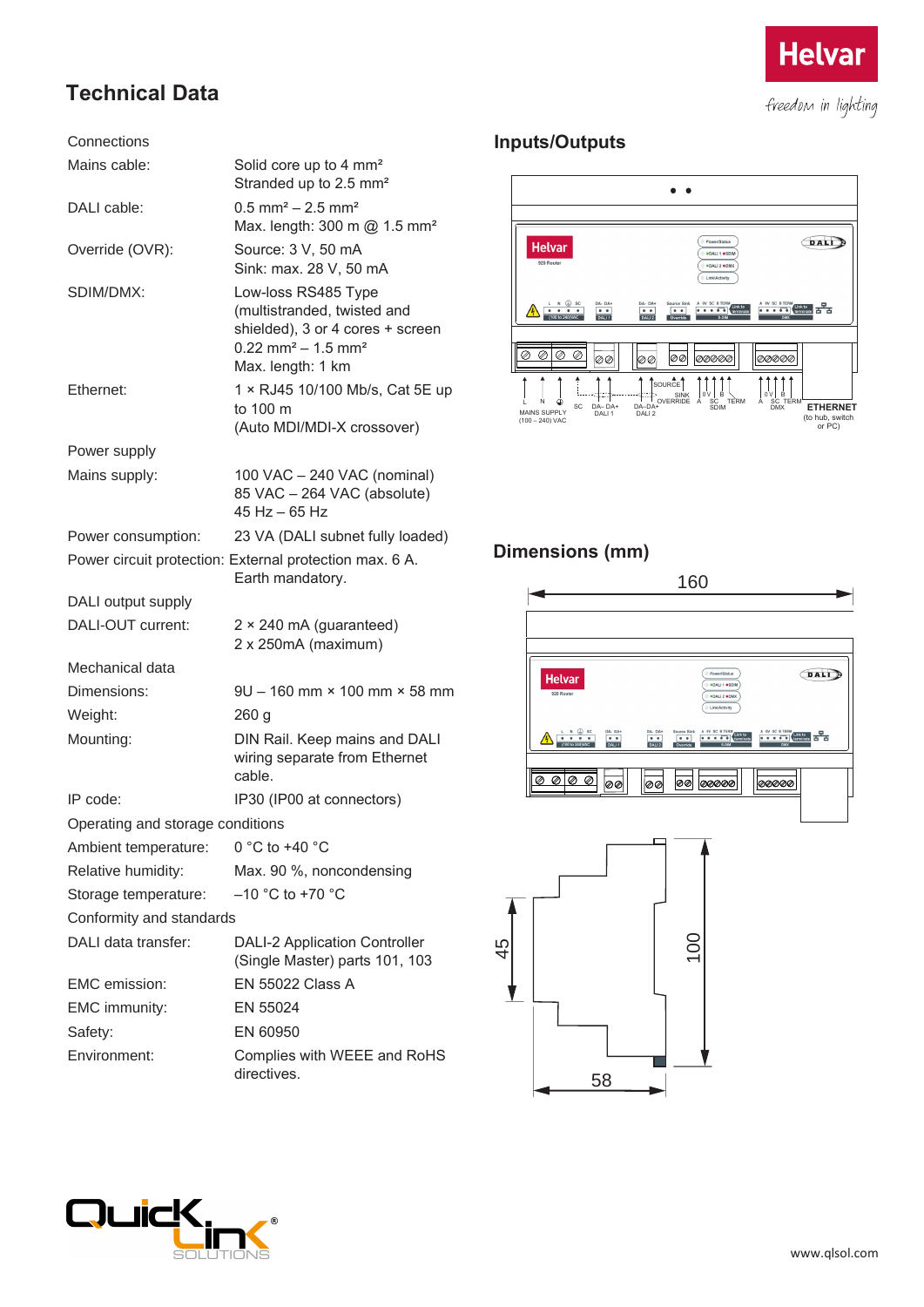# Technical Data

| | |
|---|---|
| **Connections** | |
| Mains cable: | Solid core up to 4 mm²<br>Stranded up to 2.5 mm² |
| DALI cable: | 0.5 mm² – 2.5 mm²<br>Max. length: 300 m @ 1.5 mm² |
| Override (OVR): | Source: 3 V, 50 mA<br>Sink: max. 28 V, 50 mA |
| SDIM/DMX: | Low-loss RS485 Type (multistranded, twisted and shielded), 3 or 4 cores + screen<br>0.22 mm² – 1.5 mm²<br>Max. length: 1 km |
| Ethernet: | 1 × RJ45 10/100 Mb/s, Cat 5E up to 100 m<br>(Auto MDI/MDI-X crossover) |
| **Power supply** | |
| Mains supply: | 100 VAC – 240 VAC (nominal)<br>85 VAC – 264 VAC (absolute)<br>45 Hz – 65 Hz |
| Power consumption: | 23 VA (DALI subnet fully loaded) |
| Power circuit protection: | External protection max. 6 A.<br>Earth mandatory. |
| **DALI output supply** | |
| DALI-OUT current: | 2 × 240 mA (guaranteed)<br>2 x 250mA (maximum) |
| **Mechanical data** | |
| Dimensions: | 9U – 160 mm × 100 mm × 58 mm |
| Weight: | 260 g |
| Mounting: | DIN Rail. Keep mains and DALI wiring separate from Ethernet cable. |
| IP code: | IP30 (IP00 at connectors) |
| **Operating and storage conditions** | |
| Ambient temperature: | 0 °C to +40 °C |
| Relative humidity: | Max. 90 %, noncondensing |
| Storage temperature: | –10 °C to +70 °C |
| **Conformity and standards** | |
| DALI data transfer: | DALI-2 Application Controller (Single Master) parts 101, 103 |
| EMC emission: | EN 55022 Class A |
| EMC immunity: | EN 55024 |
| Safety: | EN 60950 |
| Environment: | Complies with WEEE and RoHS directives. |

## Inputs/Outputs

L N MAINS SUPPLY (100 – 240) VAC
SC
DA– DA+ DALI 1
DA–DA+ DALI 2
SOURCE SINK OVERRIDE
0 V A SC B TERM SDIM
0 V A SC B TERM DMX
ETHERNET (to hub, switch or PC)

## Dimensions (mm)

160
45
100
58

www.qlsol.com